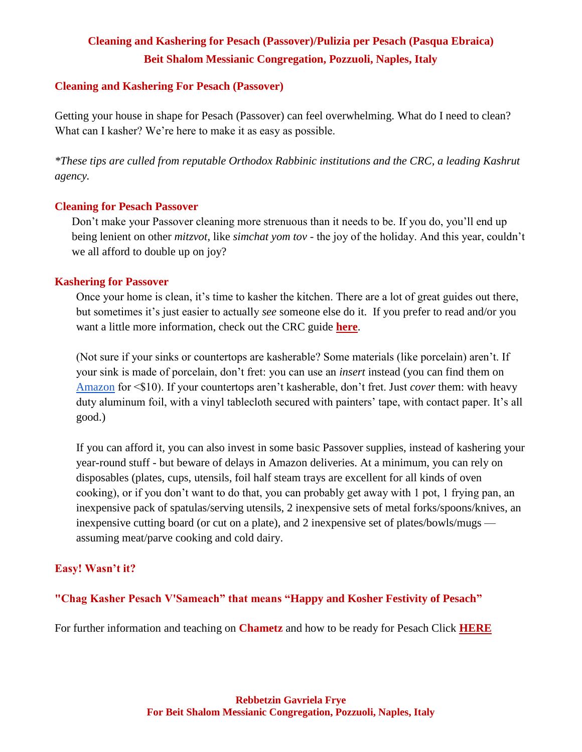# Cleaning and Kashering for Pesach (Passover)/Pulizia per Pesach (Pasqua Ebraica)
# Beit Shalom Messianic Congregation, Pozzuoli, Naples, Italy

## Cleaning and Kashering For Pesach (Passover)

Getting your house in shape for Pesach (Passover) can feel overwhelming. What do I need to clean? What can I kasher? We're here to make it as easy as possible.

*\*These tips are culled from reputable Orthodox Rabbinic institutions and the CRC, a leading Kashrut agency.*

## Cleaning for Pesach Passover

Don't make your Passover cleaning more strenuous than it needs to be. If you do, you'll end up being lenient on other *mitzvot*, like *simchat yom tov* - the joy of the holiday. And this year, couldn't we all afford to double up on joy?

## Kashering for Passover

Once your home is clean, it's time to kasher the kitchen. There are a lot of great guides out there, but sometimes it's just easier to actually *see* someone else do it. If you prefer to read and/or you want a little more information, check out the CRC guide **here**.

(Not sure if your sinks or countertops are kasherable? Some materials (like porcelain) aren't. If your sink is made of porcelain, don't fret: you can use an *insert* instead (you can find them on Amazon for <$10). If your countertops aren't kasherable, don't fret. Just *cover* them: with heavy duty aluminum foil, with a vinyl tablecloth secured with painters' tape, with contact paper. It's all good.)

If you can afford it, you can also invest in some basic Passover supplies, instead of kashering your year-round stuff - but beware of delays in Amazon deliveries. At a minimum, you can rely on disposables (plates, cups, utensils, foil half steam trays are excellent for all kinds of oven cooking), or if you don't want to do that, you can probably get away with 1 pot, 1 frying pan, an inexpensive pack of spatulas/serving utensils, 2 inexpensive sets of metal forks/spoons/knives, an inexpensive cutting board (or cut on a plate), and 2 inexpensive set of plates/bowls/mugs — assuming meat/parve cooking and cold dairy.

## Easy! Wasn't it?

## "Chag Kasher Pesach V'Sameach" that means "Happy and Kosher Festivity of Pesach"

For further information and teaching on **Chametz** and how to be ready for Pesach Click **HERE**

**Rebbetzin Gavriela Frye**
**For Beit Shalom Messianic Congregation, Pozzuoli, Naples, Italy**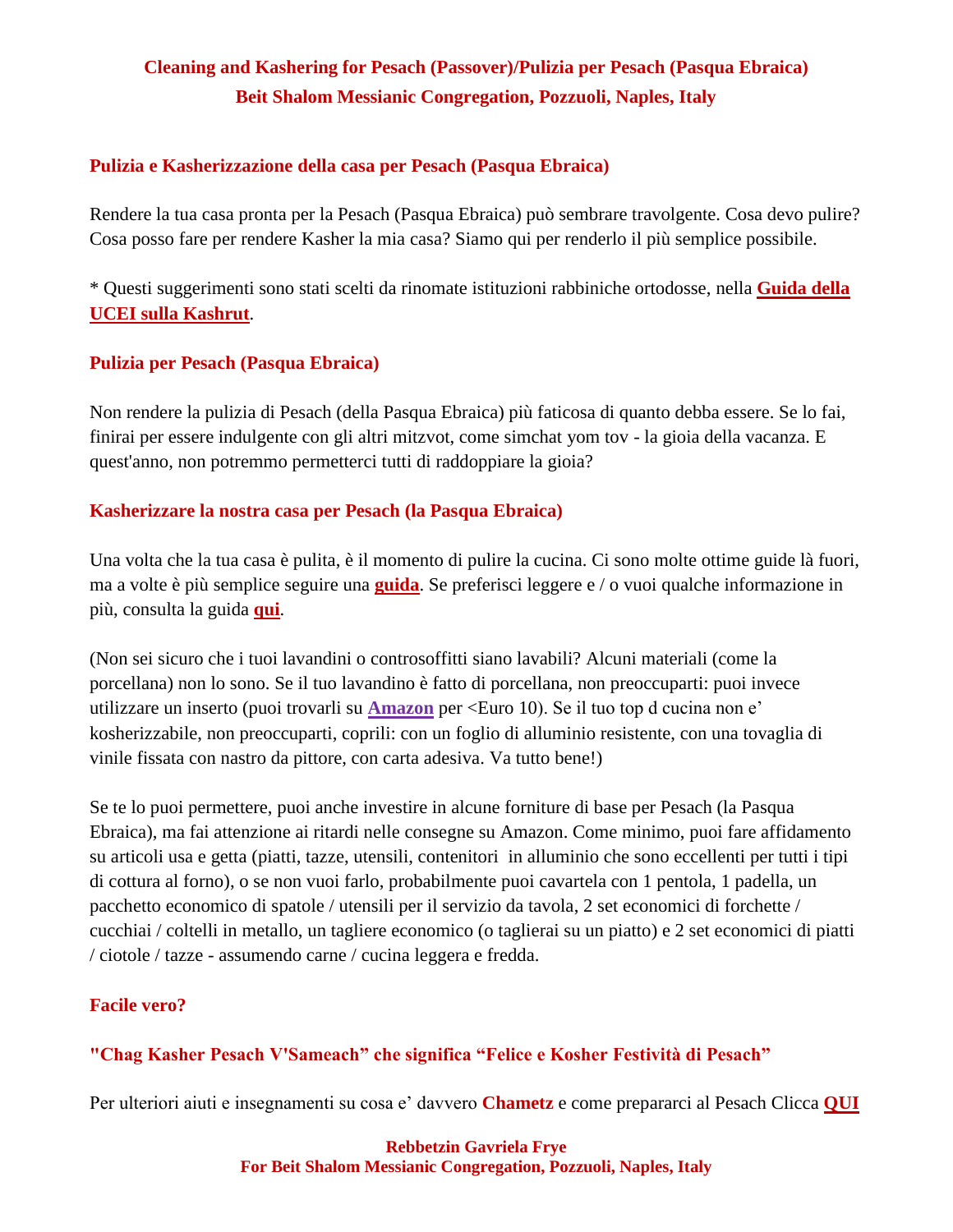**Cleaning and Kashering for Pesach (Passover)/Pulizia per Pesach (Pasqua Ebraica)**
**Beit Shalom Messianic Congregation, Pozzuoli, Naples, Italy**

## Pulizia e Kasherizzazione della casa per Pesach (Pasqua Ebraica)

Rendere la tua casa pronta per la Pesach (Pasqua Ebraica) può sembrare travolgente. Cosa devo pulire? Cosa posso fare per rendere Kasher la mia casa? Siamo qui per renderlo il più semplice possibile.

* Questi suggerimenti sono stati scelti da rinomate istituzioni rabbiniche ortodosse, nella **Guida della UCEI sulla Kashrut**.

## Pulizia per Pesach (Pasqua Ebraica)

Non rendere la pulizia di Pesach (della Pasqua Ebraica) più faticosa di quanto debba essere. Se lo fai, finirai per essere indulgente con gli altri mitzvot, come simchat yom tov - la gioia della vacanza. E quest'anno, non potremmo permetterci tutti di raddoppiare la gioia?

## Kasherizzare la nostra casa per Pesach (la Pasqua Ebraica)

Una volta che la tua casa è pulita, è il momento di pulire la cucina. Ci sono molte ottime guide là fuori, ma a volte è più semplice seguire una **guida**. Se preferisci leggere e / o vuoi qualche informazione in più, consulta la guida **qui**.

(Non sei sicuro che i tuoi lavandini o controsoffitti siano lavabili? Alcuni materiali (come la porcellana) non lo sono. Se il tuo lavandino è fatto di porcellana, non preoccuparti: puoi invece utilizzare un inserto (puoi trovarli su **Amazon** per <Euro 10). Se il tuo top d cucina non e' kosherizzabile, non preoccuparti, coprili: con un foglio di alluminio resistente, con una tovaglia di vinile fissata con nastro da pittore, con carta adesiva. Va tutto bene!)

Se te lo puoi permettere, puoi anche investire in alcune forniture di base per Pesach (la Pasqua Ebraica), ma fai attenzione ai ritardi nelle consegne su Amazon. Come minimo, puoi fare affidamento su articoli usa e getta (piatti, tazze, utensili, contenitori in alluminio che sono eccellenti per tutti i tipi di cottura al forno), o se non vuoi farlo, probabilmente puoi cavartela con 1 pentola, 1 padella, un pacchetto economico di spatole / utensili per il servizio da tavola, 2 set economici di forchette / cucchiai / coltelli in metallo, un tagliere economico (o taglierai su un piatto) e 2 set economici di piatti / ciotole / tazze - assumendo carne / cucina leggera e fredda.

**Facile vero?**

**"Chag Kasher Pesach V'Sameach" che significa "Felice e Kosher Festività di Pesach"**

Per ulteriori aiuti e insegnamenti su cosa e' davvero **Chametz** e come prepararci al Pesach Clicca **QUI**

**Rebbetzin Gavriela Frye**
**For Beit Shalom Messianic Congregation, Pozzuoli, Naples, Italy**